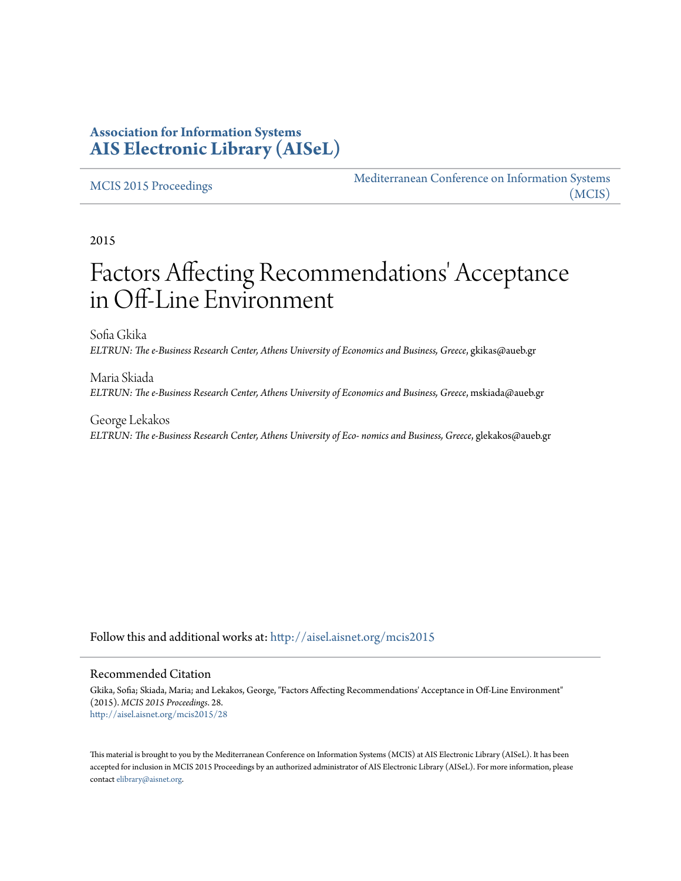**Association for Information Systems**
**[AIS Electronic Library (AISeL)](http://aisel.aisnet.org)**

MCIS 2015 Proceedings | Mediterranean Conference on Information Systems (MCIS)
---|---

2015

# Factors Affecting Recommendations' Acceptance in Off-Line Environment

Sofia Gkika
*ELTRUN: The e-Business Research Center, Athens University of Economics and Business, Greece*, gkikas@aueb.gr

Maria Skiada
*ELTRUN: The e-Business Research Center, Athens University of Economics and Business, Greece*, mskiada@aueb.gr

George Lekakos
*ELTRUN: The e-Business Research Center, Athens University of Eco- nomics and Business, Greece*, glekakos@aueb.gr

Follow this and additional works at: http://aisel.aisnet.org/mcis2015

## Recommended Citation

Gkika, Sofia; Skiada, Maria; and Lekakos, George, "Factors Affecting Recommendations' Acceptance in Off-Line Environment" (2015). *MCIS 2015 Proceedings*. 28.
http://aisel.aisnet.org/mcis2015/28

This material is brought to you by the Mediterranean Conference on Information Systems (MCIS) at AIS Electronic Library (AISeL). It has been accepted for inclusion in MCIS 2015 Proceedings by an authorized administrator of AIS Electronic Library (AISeL). For more information, please contact elibrary@aisnet.org.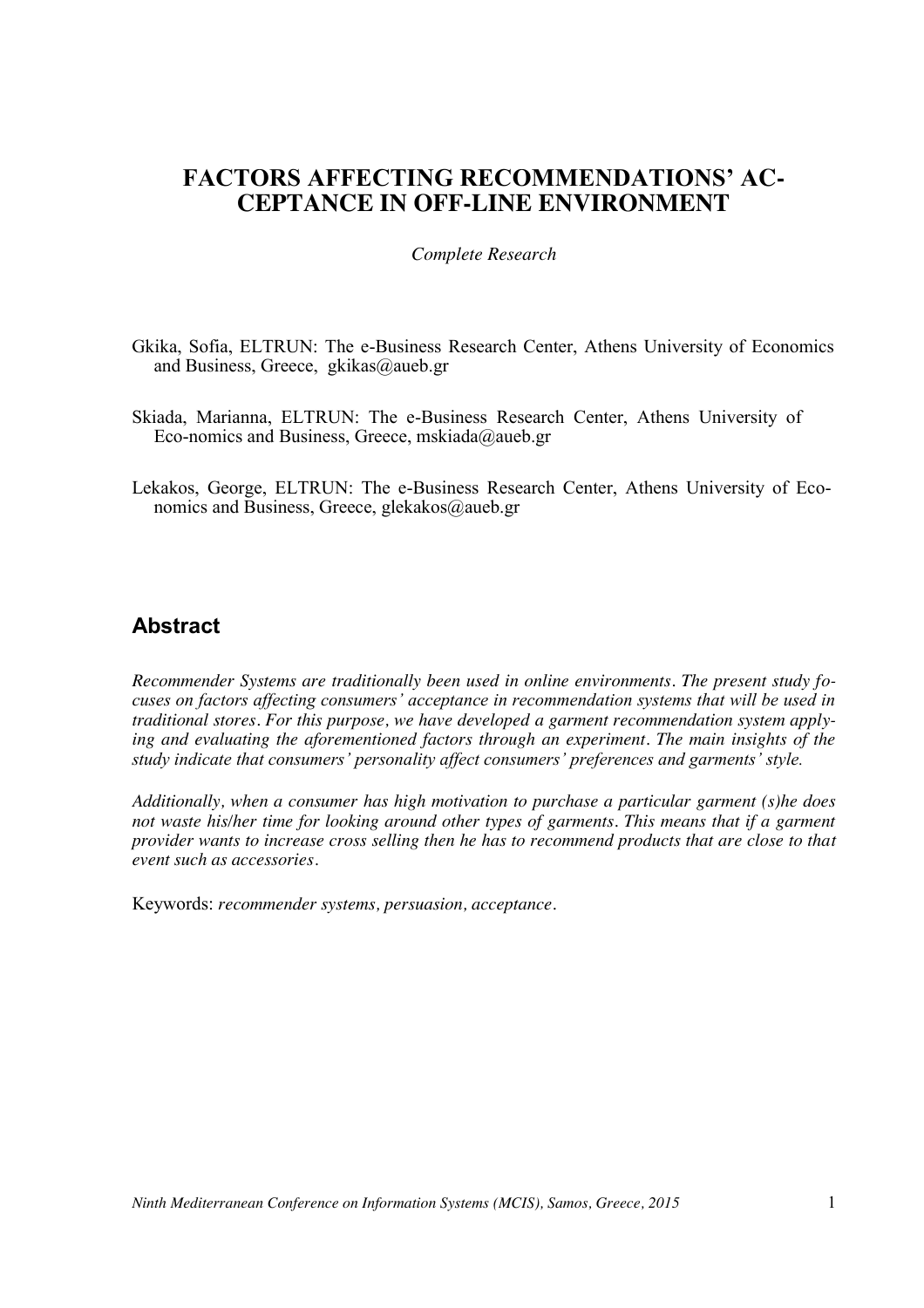# FACTORS AFFECTING RECOMMENDATIONS' ACCEPTANCE IN OFF-LINE ENVIRONMENT

*Complete Research*

Gkika, Sofia, ELTRUN: The e-Business Research Center, Athens University of Economics and Business, Greece, gkikas@aueb.gr

Skiada, Marianna, ELTRUN: The e-Business Research Center, Athens University of Eco-nomics and Business, Greece, mskiada@aueb.gr

Lekakos, George, ELTRUN: The e-Business Research Center, Athens University of Economics and Business, Greece, glekakos@aueb.gr

## Abstract

*Recommender Systems are traditionally been used in online environments. The present study focuses on factors affecting consumers' acceptance in recommendation systems that will be used in traditional stores. For this purpose, we have developed a garment recommendation system applying and evaluating the aforementioned factors through an experiment. The main insights of the study indicate that consumers' personality affect consumers' preferences and garments' style.*

*Additionally, when a consumer has high motivation to purchase a particular garment (s)he does not waste his/her time for looking around other types of garments. This means that if a garment provider wants to increase cross selling then he has to recommend products that are close to that event such as accessories.*

Keywords: *recommender systems, persuasion, acceptance.*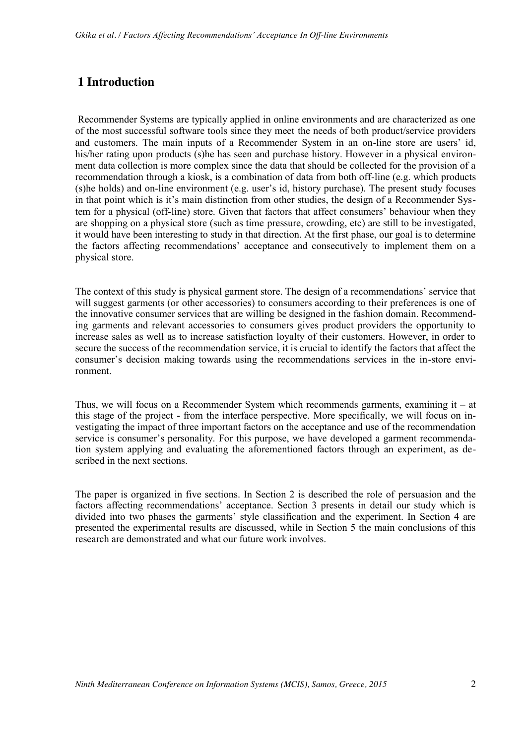# 1 Introduction

Recommender Systems are typically applied in online environments and are characterized as one of the most successful software tools since they meet the needs of both product/service providers and customers. The main inputs of a Recommender System in an on-line store are users' id, his/her rating upon products (s)he has seen and purchase history. However in a physical environment data collection is more complex since the data that should be collected for the provision of a recommendation through a kiosk, is a combination of data from both off-line (e.g. which products (s)he holds) and on-line environment (e.g. user's id, history purchase). The present study focuses in that point which is it's main distinction from other studies, the design of a Recommender System for a physical (off-line) store. Given that factors that affect consumers' behaviour when they are shopping on a physical store (such as time pressure, crowding, etc) are still to be investigated, it would have been interesting to study in that direction. At the first phase, our goal is to determine the factors affecting recommendations' acceptance and consecutively to implement them on a physical store.

The context of this study is physical garment store. The design of a recommendations' service that will suggest garments (or other accessories) to consumers according to their preferences is one of the innovative consumer services that are willing be designed in the fashion domain. Recommending garments and relevant accessories to consumers gives product providers the opportunity to increase sales as well as to increase satisfaction loyalty of their customers. However, in order to secure the success of the recommendation service, it is crucial to identify the factors that affect the consumer's decision making towards using the recommendations services in the in-store environment.

Thus, we will focus on a Recommender System which recommends garments, examining it – at this stage of the project - from the interface perspective. More specifically, we will focus on investigating the impact of three important factors on the acceptance and use of the recommendation service is consumer's personality. For this purpose, we have developed a garment recommendation system applying and evaluating the aforementioned factors through an experiment, as described in the next sections.

The paper is organized in five sections. In Section 2 is described the role of persuasion and the factors affecting recommendations' acceptance. Section 3 presents in detail our study which is divided into two phases the garments' style classification and the experiment. In Section 4 are presented the experimental results are discussed, while in Section 5 the main conclusions of this research are demonstrated and what our future work involves.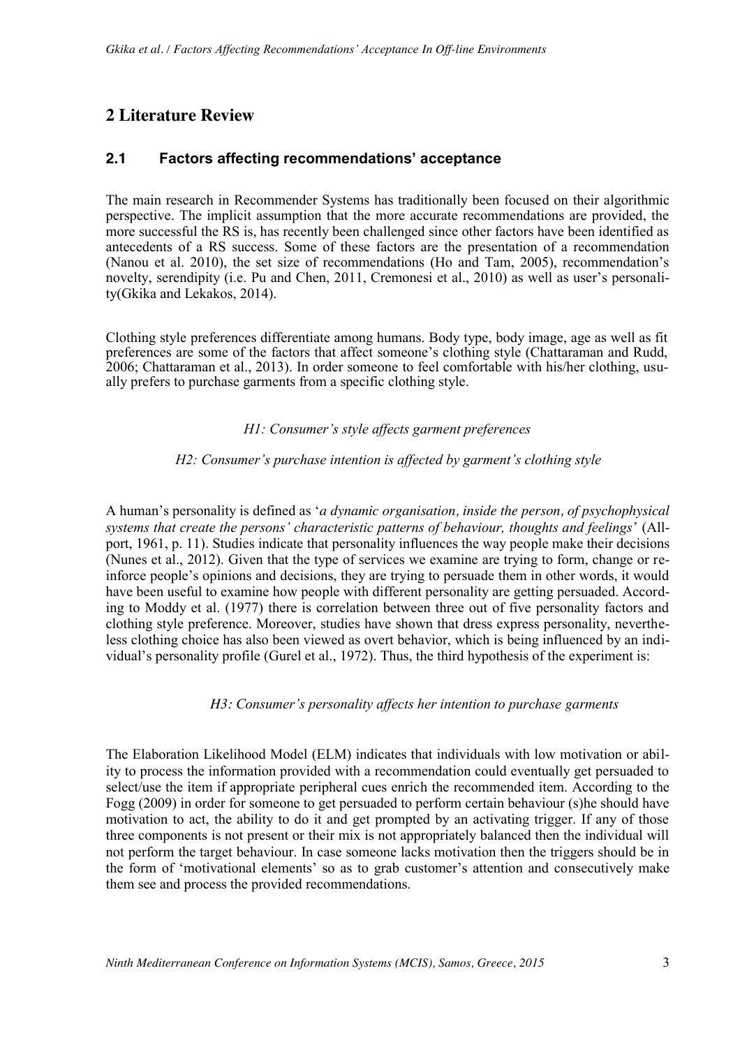# 2 Literature Review

## 2.1 Factors affecting recommendations' acceptance

The main research in Recommender Systems has traditionally been focused on their algorithmic perspective. The implicit assumption that the more accurate recommendations are provided, the more successful the RS is, has recently been challenged since other factors have been identified as antecedents of a RS success. Some of these factors are the presentation of a recommendation (Nanou et al. 2010), the set size of recommendations (Ho and Tam, 2005), recommendation's novelty, serendipity (i.e. Pu and Chen, 2011, Cremonesi et al., 2010) as well as user's personality(Gkika and Lekakos, 2014).

Clothing style preferences differentiate among humans. Body type, body image, age as well as fit preferences are some of the factors that affect someone's clothing style (Chattaraman and Rudd, 2006; Chattaraman et al., 2013). In order someone to feel comfortable with his/her clothing, usually prefers to purchase garments from a specific clothing style.

*H1: Consumer's style affects garment preferences*

*H2: Consumer's purchase intention is affected by garment's clothing style*

A human's personality is defined as '*a dynamic organisation, inside the person, of psychophysical systems that create the persons' characteristic patterns of behaviour, thoughts and feelings*' (Allport, 1961, p. 11). Studies indicate that personality influences the way people make their decisions (Nunes et al., 2012). Given that the type of services we examine are trying to form, change or reinforce people's opinions and decisions, they are trying to persuade them in other words, it would have been useful to examine how people with different personality are getting persuaded. According to Moddy et al. (1977) there is correlation between three out of five personality factors and clothing style preference. Moreover, studies have shown that dress express personality, nevertheless clothing choice has also been viewed as overt behavior, which is being influenced by an individual's personality profile (Gurel et al., 1972). Thus, the third hypothesis of the experiment is:

*H3: Consumer's personality affects her intention to purchase garments*

The Elaboration Likelihood Model (ELM) indicates that individuals with low motivation or ability to process the information provided with a recommendation could eventually get persuaded to select/use the item if appropriate peripheral cues enrich the recommended item. According to the Fogg (2009) in order for someone to get persuaded to perform certain behaviour (s)he should have motivation to act, the ability to do it and get prompted by an activating trigger. If any of those three components is not present or their mix is not appropriately balanced then the individual will not perform the target behaviour. In case someone lacks motivation then the triggers should be in the form of 'motivational elements' so as to grab customer's attention and consecutively make them see and process the provided recommendations.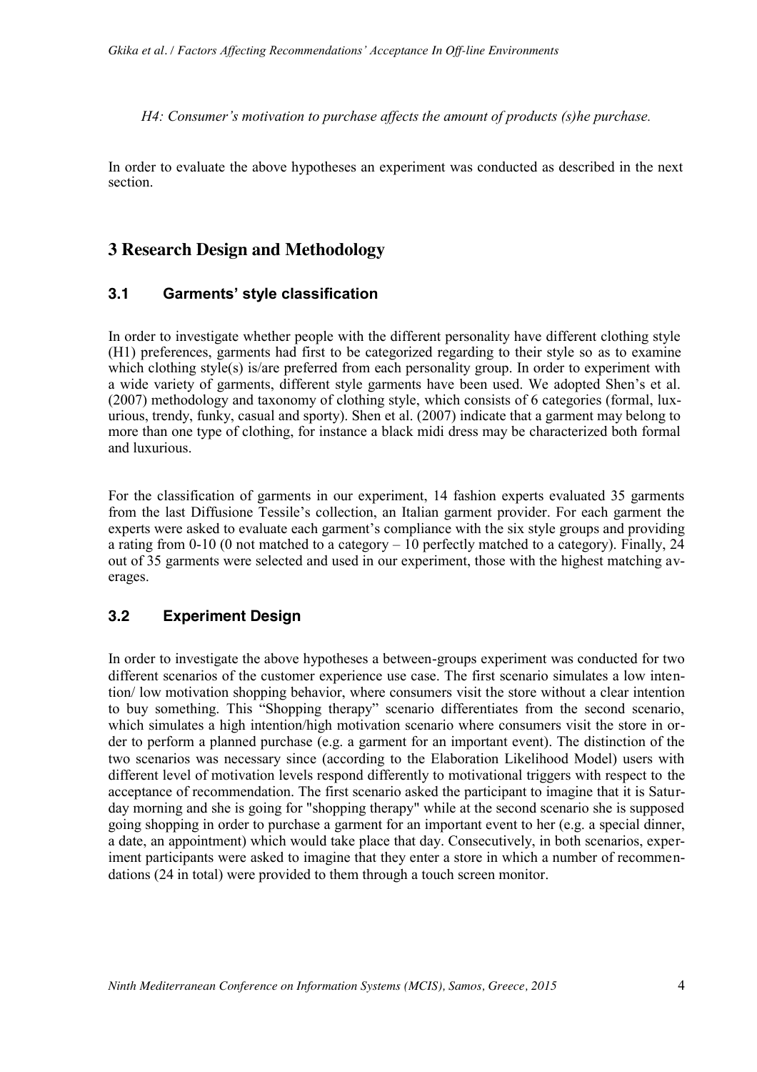*H4: Consumer's motivation to purchase affects the amount of products (s)he purchase.*

In order to evaluate the above hypotheses an experiment was conducted as described in the next section.

# 3 Research Design and Methodology

## 3.1 Garments' style classification

In order to investigate whether people with the different personality have different clothing style (H1) preferences, garments had first to be categorized regarding to their style so as to examine which clothing style(s) is/are preferred from each personality group. In order to experiment with a wide variety of garments, different style garments have been used. We adopted Shen's et al. (2007) methodology and taxonomy of clothing style, which consists of 6 categories (formal, luxurious, trendy, funky, casual and sporty). Shen et al. (2007) indicate that a garment may belong to more than one type of clothing, for instance a black midi dress may be characterized both formal and luxurious.

For the classification of garments in our experiment, 14 fashion experts evaluated 35 garments from the last Diffusione Tessile's collection, an Italian garment provider. For each garment the experts were asked to evaluate each garment's compliance with the six style groups and providing a rating from 0-10 (0 not matched to a category – 10 perfectly matched to a category). Finally, 24 out of 35 garments were selected and used in our experiment, those with the highest matching averages.

## 3.2 Experiment Design

In order to investigate the above hypotheses a between-groups experiment was conducted for two different scenarios of the customer experience use case. The first scenario simulates a low intention/ low motivation shopping behavior, where consumers visit the store without a clear intention to buy something. This "Shopping therapy" scenario differentiates from the second scenario, which simulates a high intention/high motivation scenario where consumers visit the store in order to perform a planned purchase (e.g. a garment for an important event). The distinction of the two scenarios was necessary since (according to the Elaboration Likelihood Model) users with different level of motivation levels respond differently to motivational triggers with respect to the acceptance of recommendation. The first scenario asked the participant to imagine that it is Saturday morning and she is going for "shopping therapy" while at the second scenario she is supposed going shopping in order to purchase a garment for an important event to her (e.g. a special dinner, a date, an appointment) which would take place that day. Consecutively, in both scenarios, experiment participants were asked to imagine that they enter a store in which a number of recommendations (24 in total) were provided to them through a touch screen monitor.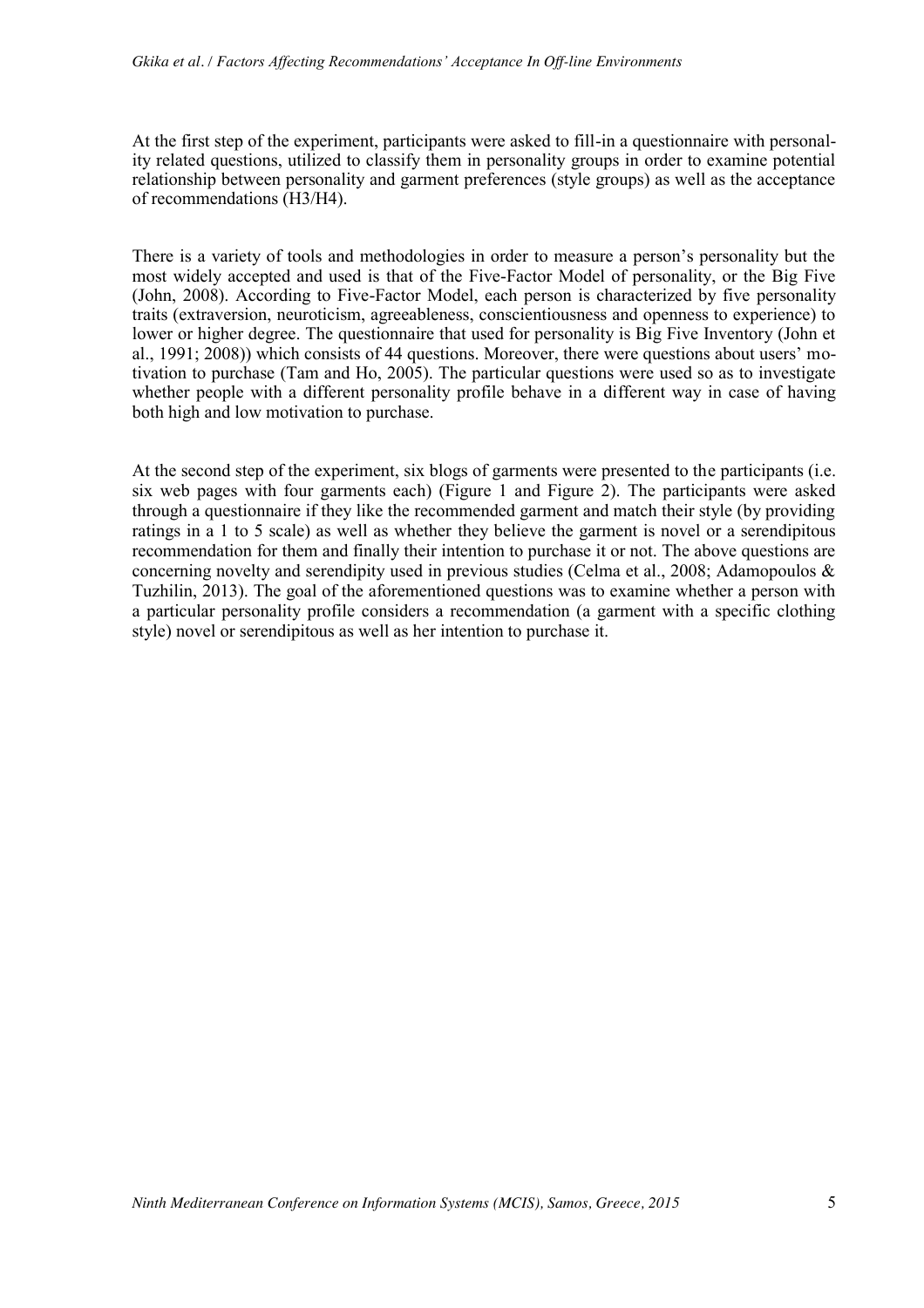At the first step of the experiment, participants were asked to fill-in a questionnaire with personality related questions, utilized to classify them in personality groups in order to examine potential relationship between personality and garment preferences (style groups) as well as the acceptance of recommendations (H3/H4).

There is a variety of tools and methodologies in order to measure a person's personality but the most widely accepted and used is that of the Five-Factor Model of personality, or the Big Five (John, 2008). According to Five-Factor Model, each person is characterized by five personality traits (extraversion, neuroticism, agreeableness, conscientiousness and openness to experience) to lower or higher degree. The questionnaire that used for personality is Big Five Inventory (John et al., 1991; 2008)) which consists of 44 questions. Moreover, there were questions about users' motivation to purchase (Tam and Ho, 2005). The particular questions were used so as to investigate whether people with a different personality profile behave in a different way in case of having both high and low motivation to purchase.

At the second step of the experiment, six blogs of garments were presented to the participants (i.e. six web pages with four garments each) (Figure 1 and Figure 2). The participants were asked through a questionnaire if they like the recommended garment and match their style (by providing ratings in a 1 to 5 scale) as well as whether they believe the garment is novel or a serendipitous recommendation for them and finally their intention to purchase it or not. The above questions are concerning novelty and serendipity used in previous studies (Celma et al., 2008; Adamopoulos & Tuzhilin, 2013). The goal of the aforementioned questions was to examine whether a person with a particular personality profile considers a recommendation (a garment with a specific clothing style) novel or serendipitous as well as her intention to purchase it.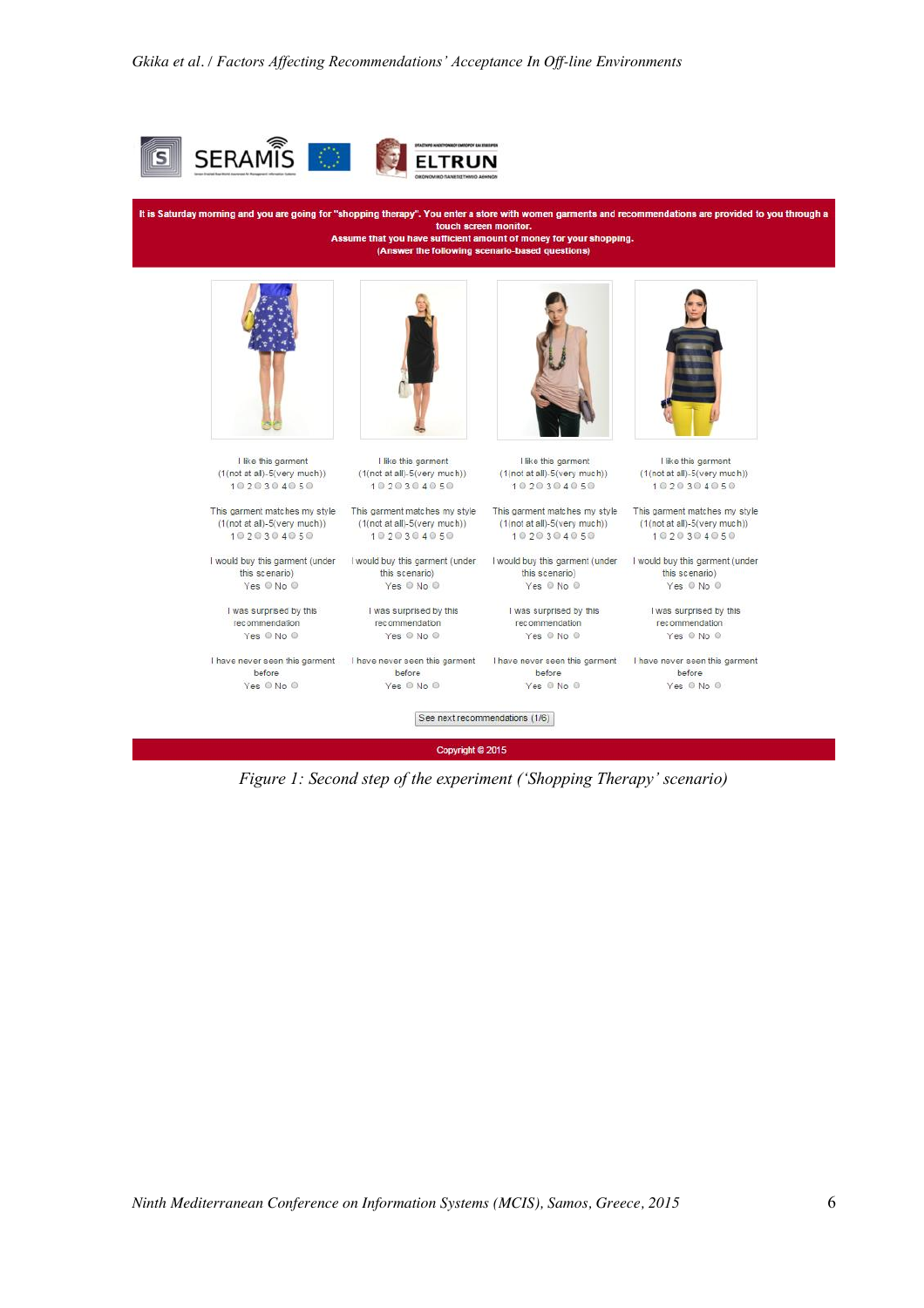It is Saturday morning and you are going for "shopping therapy". You enter a store with women garments and recommendations are provided to you through a touch screen monitor.
Assume that you have sufficient amount of money for your shopping.
(Answer the following scenario-based questions)

| | | | |
|---|---|---|---|
| I like this garment (1(not at all)-5(very much)) 1 2 3 4 5 | I like this garment (1(not at all)-5(very much)) 1 2 3 4 5 | I like this garment (1(not at all)-5(very much)) 1 2 3 4 5 | I like this garment (1(not at all)-5(very much)) 1 2 3 4 5 |
| This garment matches my style (1(not at all)-5(very much)) 1 2 3 4 5 | This garment matches my style (1(not at all)-5(very much)) 1 2 3 4 5 | This garment matches my style (1(not at all)-5(very much)) 1 2 3 4 5 | This garment matches my style (1(not at all)-5(very much)) 1 2 3 4 5 |
| I would buy this garment (under this scenario) Yes No | I would buy this garment (under this scenario) Yes No | I would buy this garment (under this scenario) Yes No | I would buy this garment (under this scenario) Yes No |
| I was surprised by this recommendation Yes No | I was surprised by this recommendation Yes No | I was surprised by this recommendation Yes No | I was surprised by this recommendation Yes No |
| I have never seen this garment before Yes No | I have never seen this garment before Yes No | I have never seen this garment before Yes No | I have never seen this garment before Yes No |

See next recommendations (1/6)

Copyright © 2015

*Figure 1: Second step of the experiment ('Shopping Therapy' scenario)*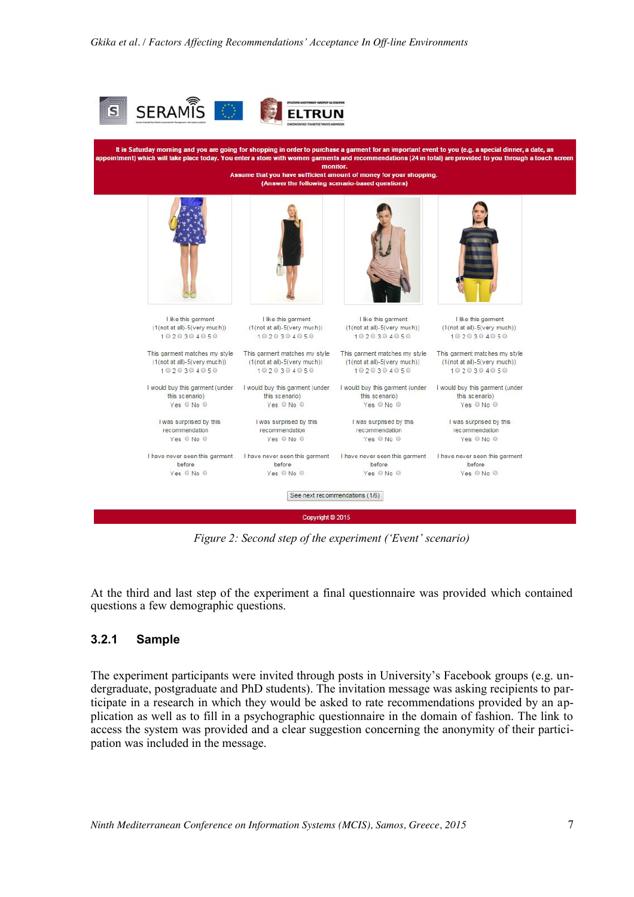*Figure 2: Second step of the experiment ('Event' scenario)*

At the third and last step of the experiment a final questionnaire was provided which contained questions a few demographic questions.

### 3.2.1 Sample

The experiment participants were invited through posts in University's Facebook groups (e.g. undergraduate, postgraduate and PhD students). The invitation message was asking recipients to participate in a research in which they would be asked to rate recommendations provided by an application as well as to fill in a psychographic questionnaire in the domain of fashion. The link to access the system was provided and a clear suggestion concerning the anonymity of their participation was included in the message.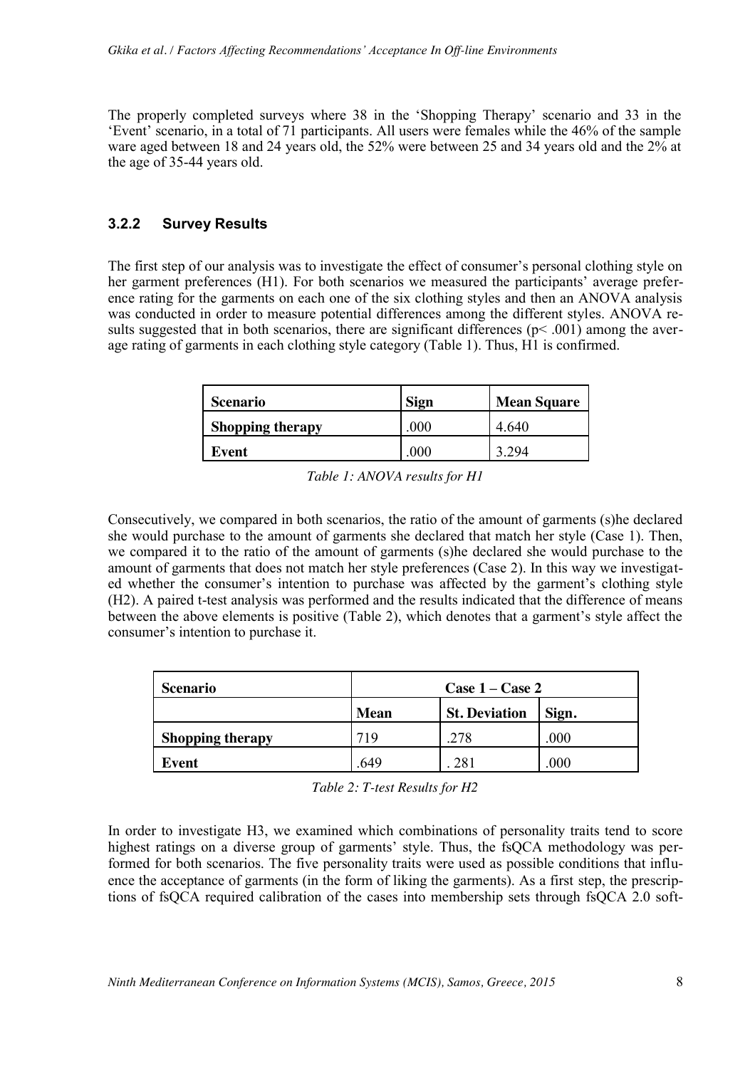The properly completed surveys where 38 in the 'Shopping Therapy' scenario and 33 in the 'Event' scenario, in a total of 71 participants. All users were females while the 46% of the sample ware aged between 18 and 24 years old, the 52% were between 25 and 34 years old and the 2% at the age of 35-44 years old.

### 3.2.2 Survey Results

The first step of our analysis was to investigate the effect of consumer's personal clothing style on her garment preferences (H1). For both scenarios we measured the participants' average preference rating for the garments on each one of the six clothing styles and then an ANOVA analysis was conducted in order to measure potential differences among the different styles. ANOVA results suggested that in both scenarios, there are significant differences ($p < .001$) among the average rating of garments in each clothing style category (Table 1). Thus, H1 is confirmed.

| Scenario | Sign | Mean Square |
|---|---|---|
| **Shopping therapy** | .000 | 4.640 |
| **Event** | .000 | 3.294 |

*Table 1: ANOVA results for H1*

Consecutively, we compared in both scenarios, the ratio of the amount of garments (s)he declared she would purchase to the amount of garments she declared that match her style (Case 1). Then, we compared it to the ratio of the amount of garments (s)he declared she would purchase to the amount of garments that does not match her style preferences (Case 2). In this way we investigated whether the consumer's intention to purchase was affected by the garment's clothing style (H2). A paired t-test analysis was performed and the results indicated that the difference of means between the above elements is positive (Table 2), which denotes that a garment's style affect the consumer's intention to purchase it.

| Scenario | Case 1 – Case 2 | | |
|---|---|---|---|
| | **Mean** | **St. Deviation** | **Sign.** |
| **Shopping therapy** | 719 | .278 | .000 |
| **Event** | .649 | . 281 | .000 |

*Table 2: T-test Results for H2*

In order to investigate H3, we examined which combinations of personality traits tend to score highest ratings on a diverse group of garments' style. Thus, the fsQCA methodology was performed for both scenarios. The five personality traits were used as possible conditions that influence the acceptance of garments (in the form of liking the garments). As a first step, the prescriptions of fsQCA required calibration of the cases into membership sets through fsQCA 2.0 soft-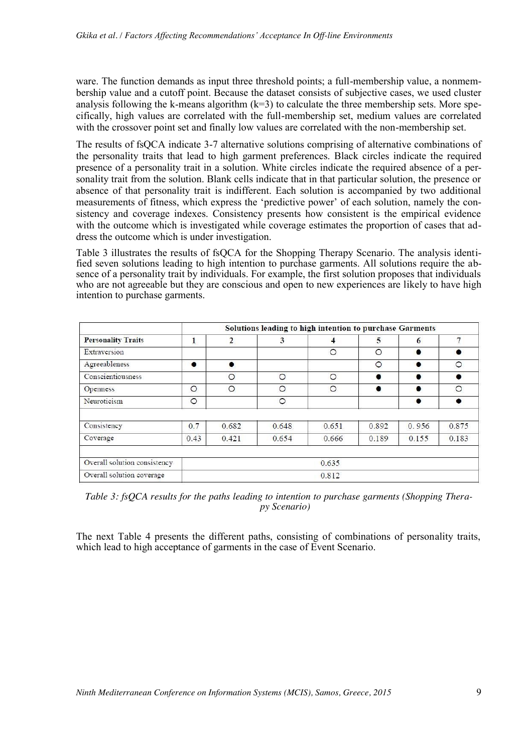ware. The function demands as input three threshold points; a full-membership value, a nonmembership value and a cutoff point. Because the dataset consists of subjective cases, we used cluster analysis following the k-means algorithm (k=3) to calculate the three membership sets. More specifically, high values are correlated with the full-membership set, medium values are correlated with the crossover point set and finally low values are correlated with the non-membership set.

The results of fsQCA indicate 3-7 alternative solutions comprising of alternative combinations of the personality traits that lead to high garment preferences. Black circles indicate the required presence of a personality trait in a solution. White circles indicate the required absence of a personality trait from the solution. Blank cells indicate that in that particular solution, the presence or absence of that personality trait is indifferent. Each solution is accompanied by two additional measurements of fitness, which express the 'predictive power' of each solution, namely the consistency and coverage indexes. Consistency presents how consistent is the empirical evidence with the outcome which is investigated while coverage estimates the proportion of cases that address the outcome which is under investigation.

Table 3 illustrates the results of fsQCA for the Shopping Therapy Scenario. The analysis identified seven solutions leading to high intention to purchase garments. All solutions require the absence of a personality trait by individuals. For example, the first solution proposes that individuals who are not agreeable but they are conscious and open to new experiences are likely to have high intention to purchase garments.

| | Solutions leading to high intention to purchase Garments | | | | | | |
|---|---|---|---|---|---|---|---|
| **Personality Traits** | **1** | **2** | **3** | **4** | **5** | **6** | **7** |
| Extraversion | | | | ○ | ○ | ● | ● |
| Agreeableness | ● | ● | | | ○ | ● | ○ |
| Conscientiousness | | ○ | ○ | ○ | ● | ● | ● |
| Openness | ○ | ○ | ○ | ○ | ● | ● | ○ |
| Neuroticism | ○ | | ○ | | | ● | ● |
| | | | | | | | |
| Consistency | 0.7 | 0.682 | 0.648 | 0.651 | 0.892 | 0. 956 | 0.875 |
| Coverage | 0.43 | 0.421 | 0.654 | 0.666 | 0.189 | 0.155 | 0.183 |
| | | | | | | | |
| Overall solution consistency | 0.635 | | | | | | |
| Overall solution coverage | 0.812 | | | | | | |

*Table 3: fsQCA results for the paths leading to intention to purchase garments (Shopping Therapy Scenario)*

The next Table 4 presents the different paths, consisting of combinations of personality traits, which lead to high acceptance of garments in the case of Event Scenario.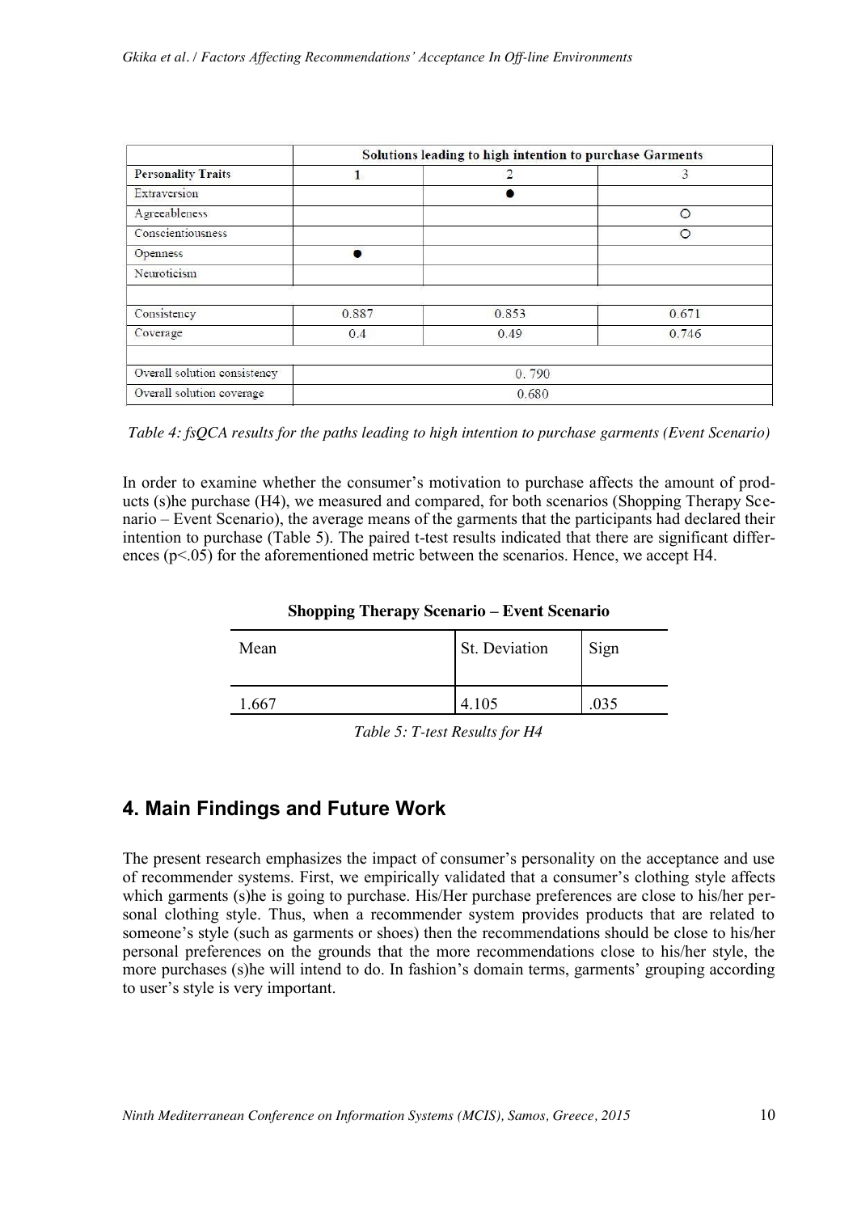| | Solutions leading to high intention to purchase Garments | | |
|---|---|---|---|
| **Personality Traits** | 1 | 2 | 3 |
| Extraversion | | ● | |
| Agreeableness | | | ○ |
| Conscientiousness | | | ○ |
| Openness | ● | | |
| Neuroticism | | | |
| | | | |
| Consistency | 0.887 | 0.853 | 0.671 |
| Coverage | 0.4 | 0.49 | 0.746 |
| | | | |
| Overall solution consistency | 0. 790 | | |
| Overall solution coverage | 0.680 | | |

*Table 4: fsQCA results for the paths leading to high intention to purchase garments (Event Scenario)*

In order to examine whether the consumer's motivation to purchase affects the amount of products (s)he purchase (H4), we measured and compared, for both scenarios (Shopping Therapy Scenario – Event Scenario), the average means of the garments that the participants had declared their intention to purchase (Table 5). The paired t-test results indicated that there are significant differences ($p<.05$) for the aforementioned metric between the scenarios. Hence, we accept H4.

| **Shopping Therapy Scenario – Event Scenario** | | |
|---|---|---|
| Mean | St. Deviation | Sign |
| 1.667 | 4.105 | .035 |

*Table 5: T-test Results for H4*

## 4. Main Findings and Future Work

The present research emphasizes the impact of consumer's personality on the acceptance and use of recommender systems. First, we empirically validated that a consumer's clothing style affects which garments (s)he is going to purchase. His/Her purchase preferences are close to his/her personal clothing style. Thus, when a recommender system provides products that are related to someone's style (such as garments or shoes) then the recommendations should be close to his/her personal preferences on the grounds that the more recommendations close to his/her style, the more purchases (s)he will intend to do. In fashion's domain terms, garments' grouping according to user's style is very important.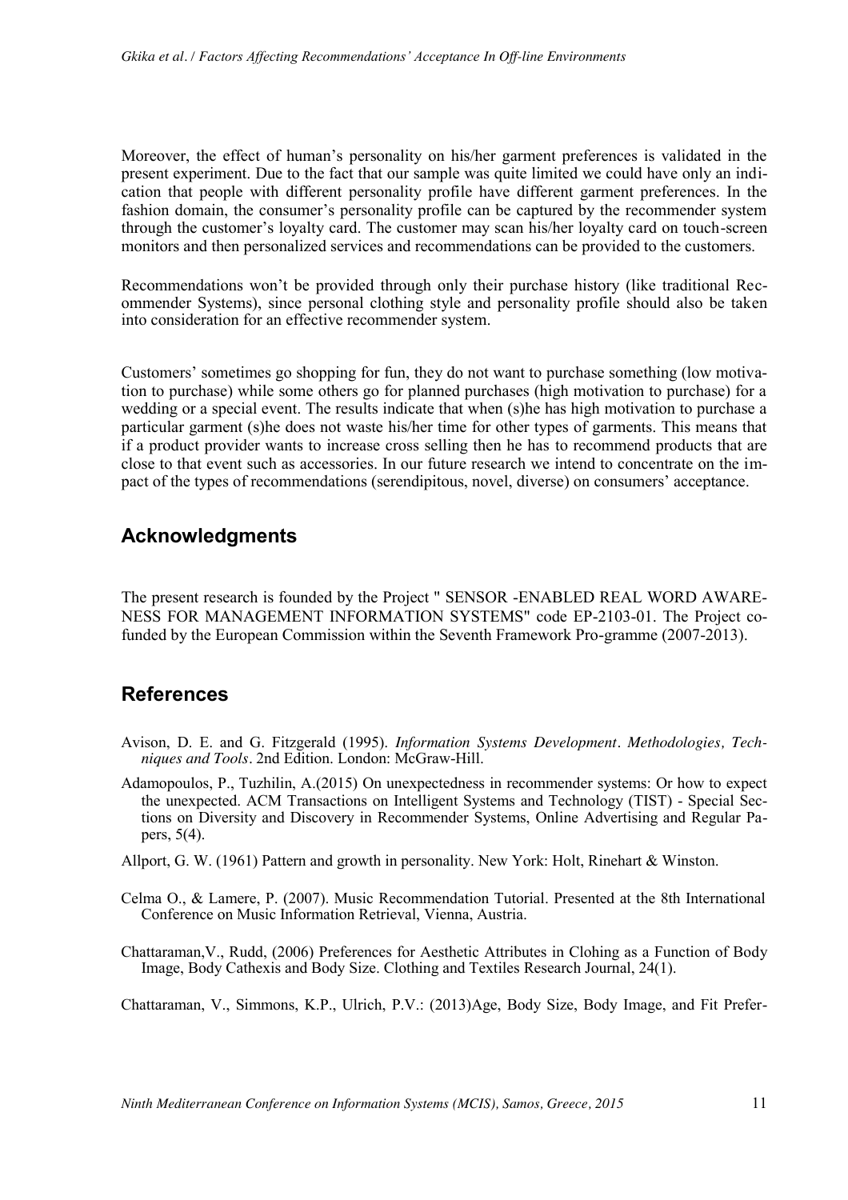Moreover, the effect of human's personality on his/her garment preferences is validated in the present experiment. Due to the fact that our sample was quite limited we could have only an indication that people with different personality profile have different garment preferences. In the fashion domain, the consumer's personality profile can be captured by the recommender system through the customer's loyalty card. The customer may scan his/her loyalty card on touch-screen monitors and then personalized services and recommendations can be provided to the customers.

Recommendations won't be provided through only their purchase history (like traditional Recommender Systems), since personal clothing style and personality profile should also be taken into consideration for an effective recommender system.

Customers' sometimes go shopping for fun, they do not want to purchase something (low motivation to purchase) while some others go for planned purchases (high motivation to purchase) for a wedding or a special event. The results indicate that when (s)he has high motivation to purchase a particular garment (s)he does not waste his/her time for other types of garments. This means that if a product provider wants to increase cross selling then he has to recommend products that are close to that event such as accessories. In our future research we intend to concentrate on the impact of the types of recommendations (serendipitous, novel, diverse) on consumers' acceptance.

## Acknowledgments

The present research is founded by the Project " SENSOR -ENABLED REAL WORD AWARENESS FOR MANAGEMENT INFORMATION SYSTEMS" code EP-2103-01. The Project co-funded by the European Commission within the Seventh Framework Pro-gramme (2007-2013).

## References

Avison, D. E. and G. Fitzgerald (1995). *Information Systems Development. Methodologies, Techniques and Tools*. 2nd Edition. London: McGraw-Hill.

Adamopoulos, P., Tuzhilin, A.(2015) On unexpectedness in recommender systems: Or how to expect the unexpected. ACM Transactions on Intelligent Systems and Technology (TIST) - Special Sections on Diversity and Discovery in Recommender Systems, Online Advertising and Regular Papers, 5(4).

Allport, G. W. (1961) Pattern and growth in personality. New York: Holt, Rinehart & Winston.

Celma O., & Lamere, P. (2007). Music Recommendation Tutorial. Presented at the 8th International Conference on Music Information Retrieval, Vienna, Austria.

Chattaraman,V., Rudd, (2006) Preferences for Aesthetic Attributes in Clohing as a Function of Body Image, Body Cathexis and Body Size. Clothing and Textiles Research Journal, 24(1).

Chattaraman, V., Simmons, K.P., Ulrich, P.V.: (2013)Age, Body Size, Body Image, and Fit Prefer-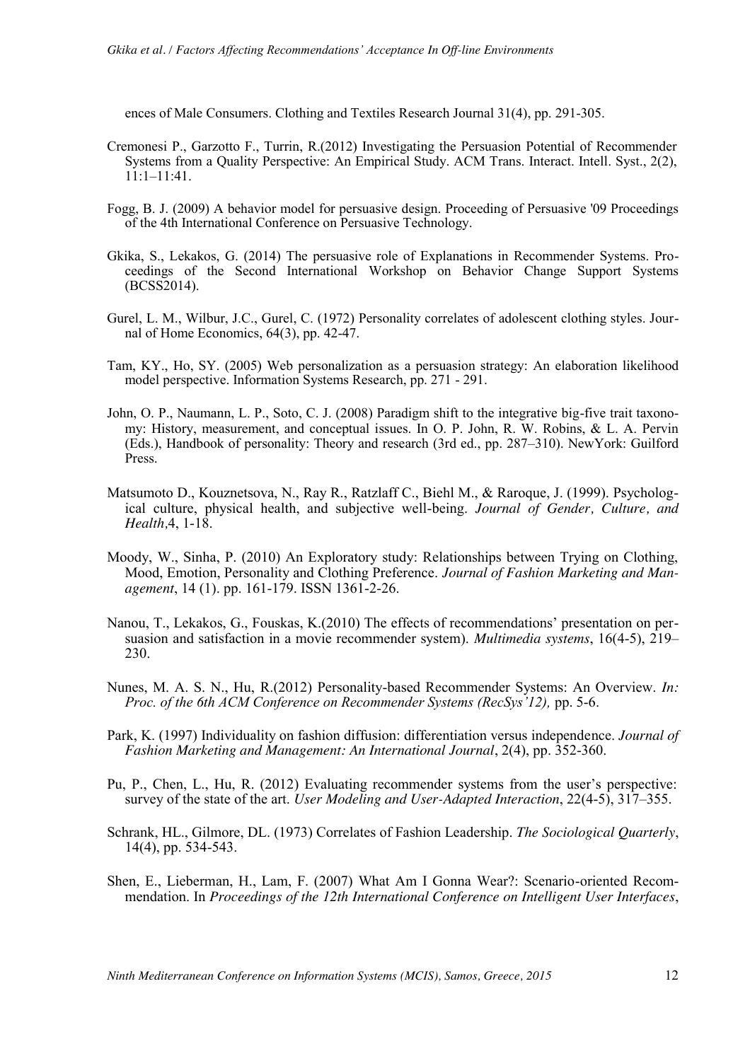ences of Male Consumers. Clothing and Textiles Research Journal 31(4), pp. 291-305.

Cremonesi P., Garzotto F., Turrin, R.(2012) Investigating the Persuasion Potential of Recommender Systems from a Quality Perspective: An Empirical Study. ACM Trans. Interact. Intell. Syst., 2(2), 11:1–11:41.

Fogg, B. J. (2009) A behavior model for persuasive design. Proceeding of Persuasive '09 Proceedings of the 4th International Conference on Persuasive Technology.

Gkika, S., Lekakos, G. (2014) The persuasive role of Explanations in Recommender Systems. Proceedings of the Second International Workshop on Behavior Change Support Systems (BCSS2014).

Gurel, L. M., Wilbur, J.C., Gurel, C. (1972) Personality correlates of adolescent clothing styles. Journal of Home Economics, 64(3), pp. 42-47.

Tam, KY., Ho, SY. (2005) Web personalization as a persuasion strategy: An elaboration likelihood model perspective. Information Systems Research, pp. 271 - 291.

John, O. P., Naumann, L. P., Soto, C. J. (2008) Paradigm shift to the integrative big-five trait taxonomy: History, measurement, and conceptual issues. In O. P. John, R. W. Robins, & L. A. Pervin (Eds.), Handbook of personality: Theory and research (3rd ed., pp. 287–310). NewYork: Guilford Press.

Matsumoto D., Kouznetsova, N., Ray R., Ratzlaff C., Biehl M., & Raroque, J. (1999). Psychological culture, physical health, and subjective well-being. *Journal of Gender, Culture, and Health,*4, 1-18.

Moody, W., Sinha, P. (2010) An Exploratory study: Relationships between Trying on Clothing, Mood, Emotion, Personality and Clothing Preference. *Journal of Fashion Marketing and Management*, 14 (1). pp. 161-179. ISSN 1361-2-26.

Nanou, T., Lekakos, G., Fouskas, K.(2010) The effects of recommendations' presentation on persuasion and satisfaction in a movie recommender system). *Multimedia systems*, 16(4-5), 219–230.

Nunes, M. A. S. N., Hu, R.(2012) Personality-based Recommender Systems: An Overview. *In: Proc. of the 6th ACM Conference on Recommender Systems (RecSys'12),* pp. 5-6.

Park, K. (1997) Individuality on fashion diffusion: differentiation versus independence. *Journal of Fashion Marketing and Management: An International Journal*, 2(4), pp. 352-360.

Pu, P., Chen, L., Hu, R. (2012) Evaluating recommender systems from the user's perspective: survey of the state of the art. *User Modeling and User-Adapted Interaction*, 22(4-5), 317–355.

Schrank, HL., Gilmore, DL. (1973) Correlates of Fashion Leadership. *The Sociological Quarterly*, 14(4), pp. 534-543.

Shen, E., Lieberman, H., Lam, F. (2007) What Am I Gonna Wear?: Scenario-oriented Recommendation. In *Proceedings of the 12th International Conference on Intelligent User Interfaces*,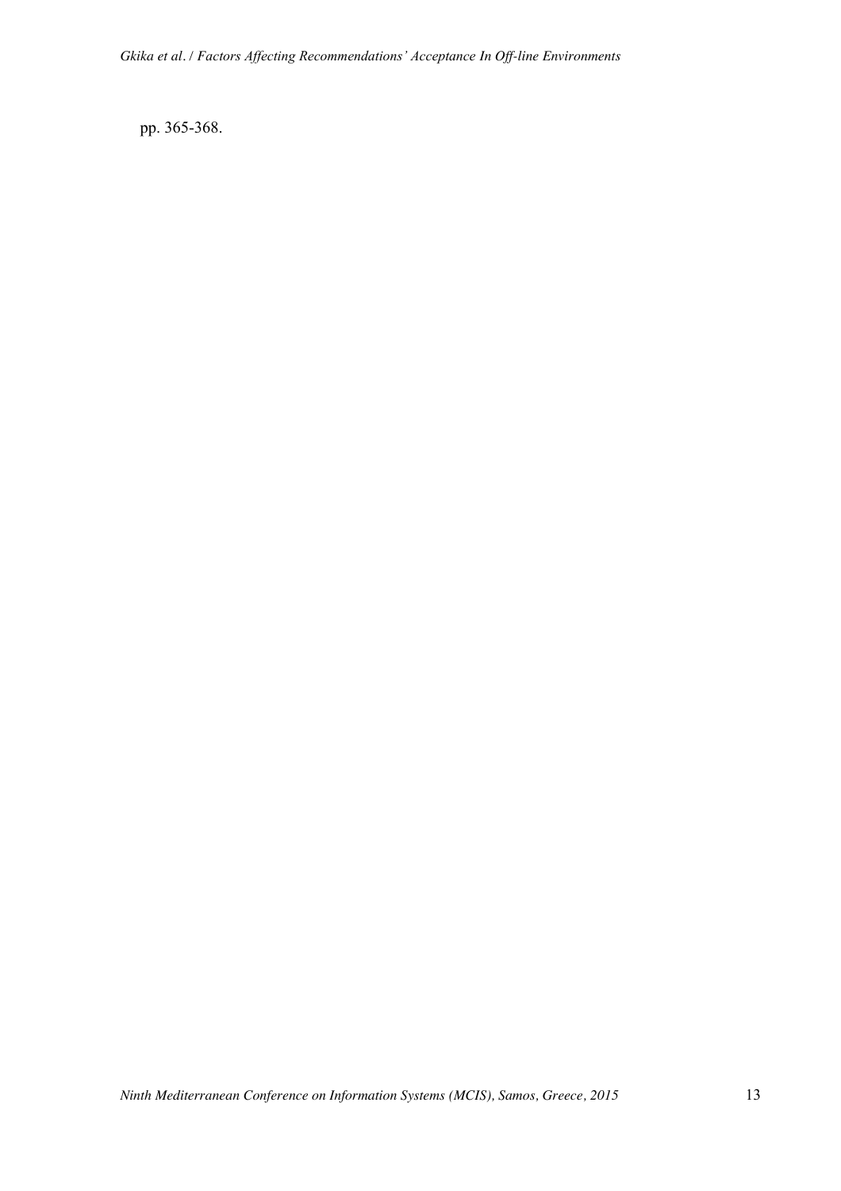pp. 365-368.